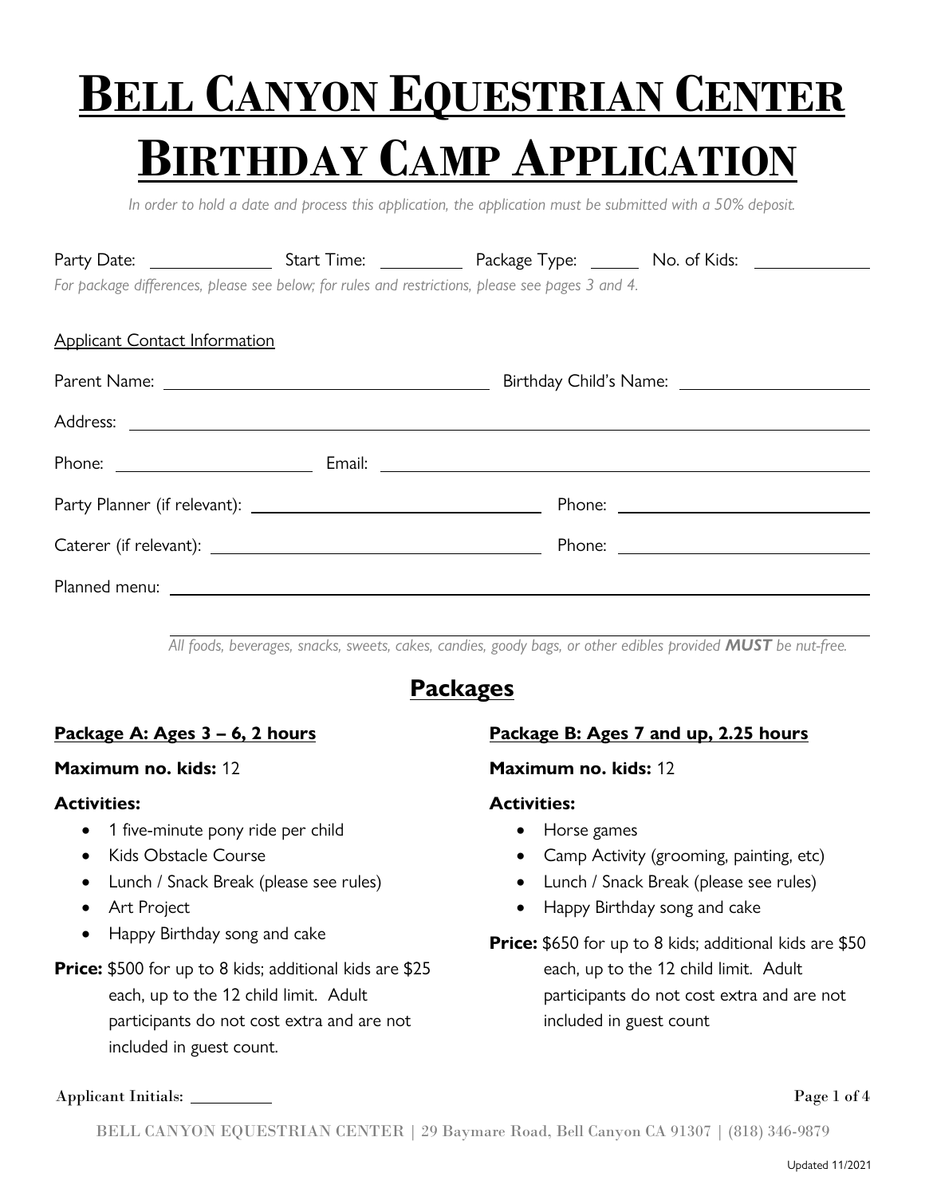# Bell Canyon Equestrian Center Birthday Camp Application

*In order to hold a date and process this application, the application must be submitted with a 50% deposit.*

Party Date: ____________ Start Time: __________ Package Type: ______ No. of Kids: ____________

*For package differences, please see below; for rules and restrictions, please see pages 3 and 4.*

Applicant Contact Information

Parent Name: ______________________________ Birthday Child's Name: ______________________

Address: ____________________________________________________________________________

Phone: ____________________ Email: __________________________________________________

Party Planner (if relevant): ______________________________ Phone: ______________________

Caterer (if relevant): ______________________________ Phone: ______________________

Planned menu: _______________________________________________________________________

*All foods, beverages, snacks, sweets, cakes, candies, goody bags, or other edibles provided **MUST** be nut-free.*

## Packages

### Package A: Ages 3 – 6, 2 hours

**Maximum no. kids:** 12

**Activities:**

- 1 five-minute pony ride per child
- Kids Obstacle Course
- Lunch / Snack Break (please see rules)
- Art Project
- Happy Birthday song and cake

**Price:** $500 for up to 8 kids; additional kids are $25 each, up to the 12 child limit. Adult participants do not cost extra and are not included in guest count.

### Package B: Ages 7 and up, 2.25 hours

**Maximum no. kids:** 12

**Activities:**

- Horse games
- Camp Activity (grooming, painting, etc)
- Lunch / Snack Break (please see rules)
- Happy Birthday song and cake

**Price:** $650 for up to 8 kids; additional kids are $50 each, up to the 12 child limit. Adult participants do not cost extra and are not included in guest count

Applicant Initials: ________

BELL CANYON EQUESTRIAN CENTER | 29 Baymare Road, Bell Canyon CA 91307 | (818) 346-9879

Updated 11/2021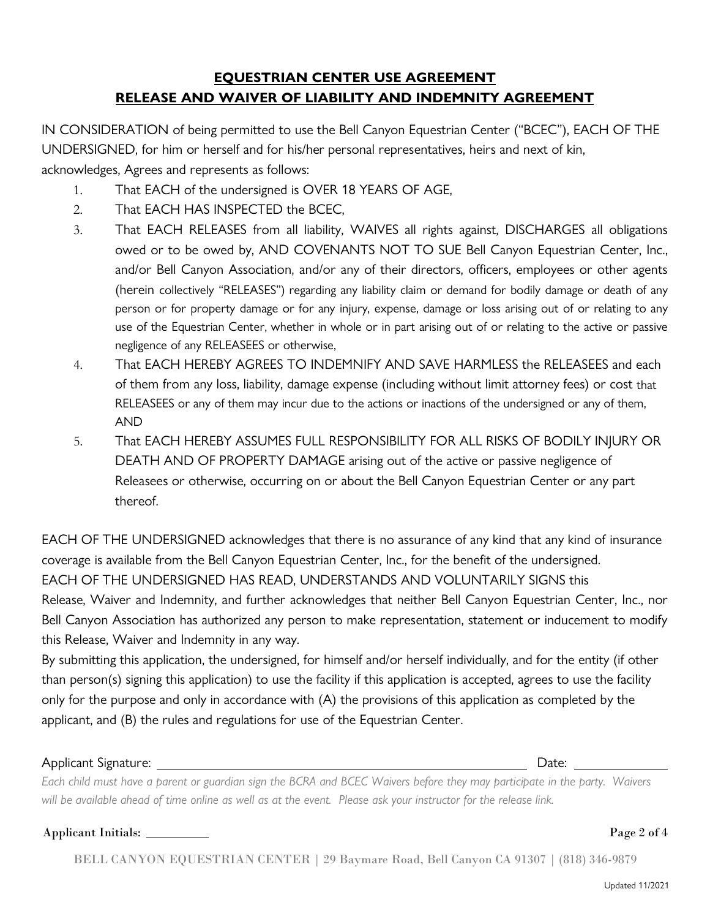## EQUESTRIAN CENTER USE AGREEMENT
## RELEASE AND WAIVER OF LIABILITY AND INDEMNITY AGREEMENT

IN CONSIDERATION of being permitted to use the Bell Canyon Equestrian Center ("BCEC"), EACH OF THE UNDERSIGNED, for him or herself and for his/her personal representatives, heirs and next of kin, acknowledges, Agrees and represents as follows:

1. That EACH of the undersigned is OVER 18 YEARS OF AGE,
2. That EACH HAS INSPECTED the BCEC,
3. That EACH RELEASES from all liability, WAIVES all rights against, DISCHARGES all obligations owed or to be owed by, AND COVENANTS NOT TO SUE Bell Canyon Equestrian Center, Inc., and/or Bell Canyon Association, and/or any of their directors, officers, employees or other agents (herein collectively "RELEASES") regarding any liability claim or demand for bodily damage or death of any person or for property damage or for any injury, expense, damage or loss arising out of or relating to any use of the Equestrian Center, whether in whole or in part arising out of or relating to the active or passive negligence of any RELEASEES or otherwise,
4. That EACH HEREBY AGREES TO INDEMNIFY AND SAVE HARMLESS the RELEASEES and each of them from any loss, liability, damage expense (including without limit attorney fees) or cost that RELEASEES or any of them may incur due to the actions or inactions of the undersigned or any of them, AND
5. That EACH HEREBY ASSUMES FULL RESPONSIBILITY FOR ALL RISKS OF BODILY INJURY OR DEATH AND OF PROPERTY DAMAGE arising out of the active or passive negligence of Releasees or otherwise, occurring on or about the Bell Canyon Equestrian Center or any part thereof.

EACH OF THE UNDERSIGNED acknowledges that there is no assurance of any kind that any kind of insurance coverage is available from the Bell Canyon Equestrian Center, Inc., for the benefit of the undersigned.
EACH OF THE UNDERSIGNED HAS READ, UNDERSTANDS AND VOLUNTARILY SIGNS this Release, Waiver and Indemnity, and further acknowledges that neither Bell Canyon Equestrian Center, Inc., nor Bell Canyon Association has authorized any person to make representation, statement or inducement to modify this Release, Waiver and Indemnity in any way.
By submitting this application, the undersigned, for himself and/or herself individually, and for the entity (if other than person(s) signing this application) to use the facility if this application is accepted, agrees to use the facility only for the purpose and only in accordance with (A) the provisions of this application as completed by the applicant, and (B) the rules and regulations for use of the Equestrian Center.

Applicant Signature: ______________________________ Date: ____________

*Each child must have a parent or guardian sign the BCRA and BCEC Waivers before they may participate in the party. Waivers will be available ahead of time online as well as at the event. Please ask your instructor for the release link.*

Applicant Initials: ________

BELL CANYON EQUESTRIAN CENTER | 29 Baymare Road, Bell Canyon CA 91307 | (818) 346-9879

Updated 11/2021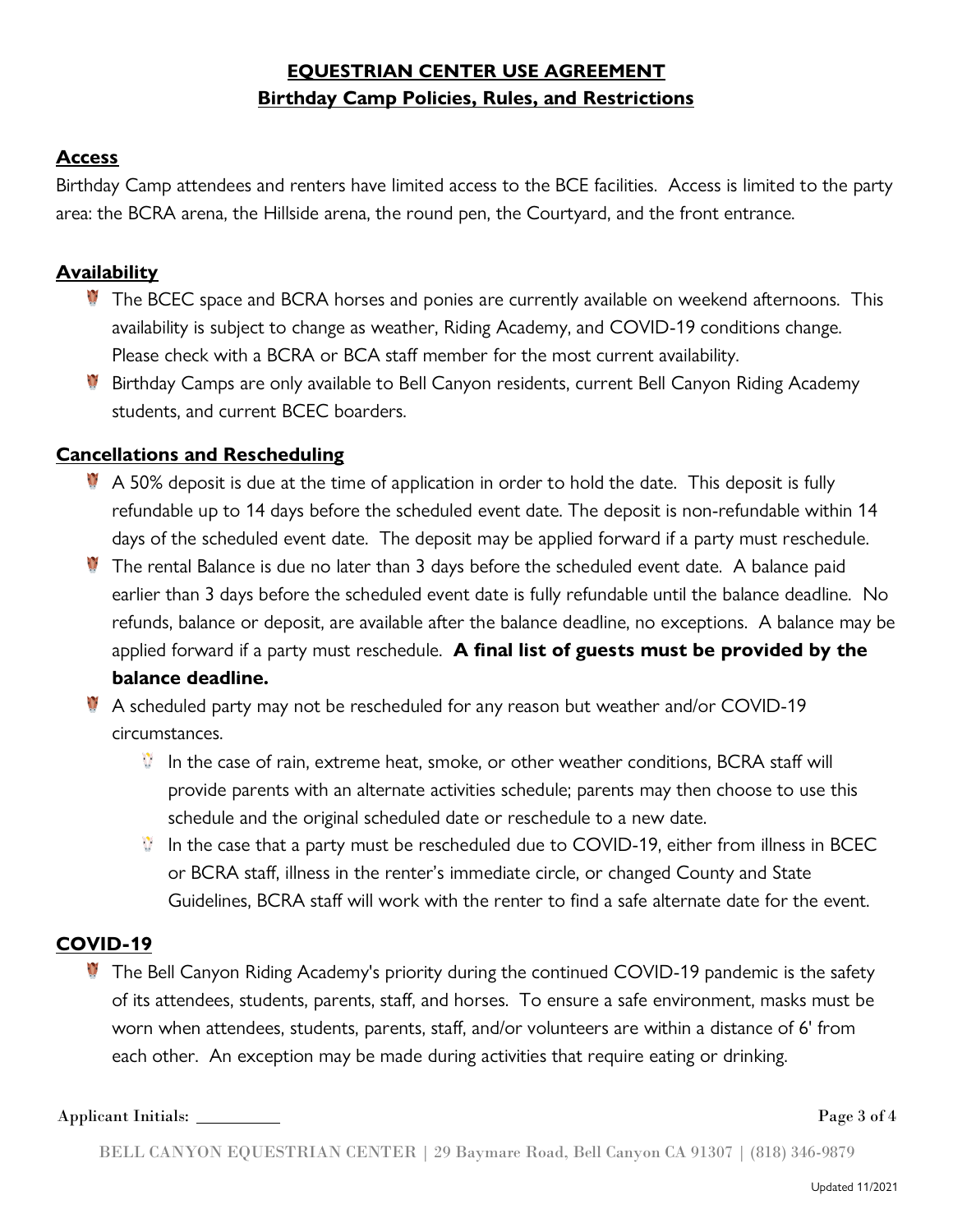# EQUESTRIAN CENTER USE AGREEMENT

## Birthday Camp Policies, Rules, and Restrictions

### Access

Birthday Camp attendees and renters have limited access to the BCE facilities. Access is limited to the party area: the BCRA arena, the Hillside arena, the round pen, the Courtyard, and the front entrance.

### Availability

- The BCEC space and BCRA horses and ponies are currently available on weekend afternoons. This availability is subject to change as weather, Riding Academy, and COVID-19 conditions change. Please check with a BCRA or BCA staff member for the most current availability.
- Birthday Camps are only available to Bell Canyon residents, current Bell Canyon Riding Academy students, and current BCEC boarders.

### Cancellations and Rescheduling

- A 50% deposit is due at the time of application in order to hold the date. This deposit is fully refundable up to 14 days before the scheduled event date. The deposit is non-refundable within 14 days of the scheduled event date. The deposit may be applied forward if a party must reschedule.
- The rental Balance is due no later than 3 days before the scheduled event date. A balance paid earlier than 3 days before the scheduled event date is fully refundable until the balance deadline. No refunds, balance or deposit, are available after the balance deadline, no exceptions. A balance may be applied forward if a party must reschedule. **A final list of guests must be provided by the balance deadline.**
- A scheduled party may not be rescheduled for any reason but weather and/or COVID-19 circumstances.
  - In the case of rain, extreme heat, smoke, or other weather conditions, BCRA staff will provide parents with an alternate activities schedule; parents may then choose to use this schedule and the original scheduled date or reschedule to a new date.
  - In the case that a party must be rescheduled due to COVID-19, either from illness in BCEC or BCRA staff, illness in the renter's immediate circle, or changed County and State Guidelines, BCRA staff will work with the renter to find a safe alternate date for the event.

### COVID-19

- The Bell Canyon Riding Academy's priority during the continued COVID-19 pandemic is the safety of its attendees, students, parents, staff, and horses. To ensure a safe environment, masks must be worn when attendees, students, parents, staff, and/or volunteers are within a distance of 6' from each other. An exception may be made during activities that require eating or drinking.

Applicant Initials: ________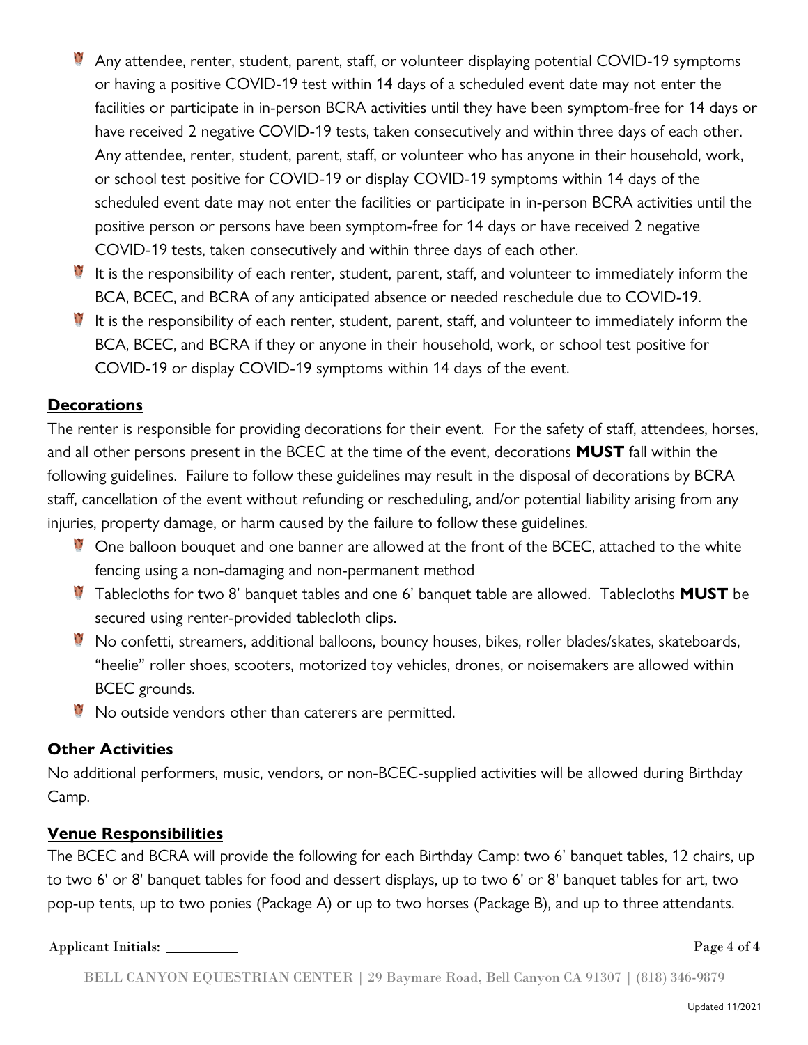- Any attendee, renter, student, parent, staff, or volunteer displaying potential COVID-19 symptoms or having a positive COVID-19 test within 14 days of a scheduled event date may not enter the facilities or participate in in-person BCRA activities until they have been symptom-free for 14 days or have received 2 negative COVID-19 tests, taken consecutively and within three days of each other. Any attendee, renter, student, parent, staff, or volunteer who has anyone in their household, work, or school test positive for COVID-19 or display COVID-19 symptoms within 14 days of the scheduled event date may not enter the facilities or participate in in-person BCRA activities until the positive person or persons have been symptom-free for 14 days or have received 2 negative COVID-19 tests, taken consecutively and within three days of each other.
- It is the responsibility of each renter, student, parent, staff, and volunteer to immediately inform the BCA, BCEC, and BCRA of any anticipated absence or needed reschedule due to COVID-19.
- It is the responsibility of each renter, student, parent, staff, and volunteer to immediately inform the BCA, BCEC, and BCRA if they or anyone in their household, work, or school test positive for COVID-19 or display COVID-19 symptoms within 14 days of the event.

## Decorations

The renter is responsible for providing decorations for their event. For the safety of staff, attendees, horses, and all other persons present in the BCEC at the time of the event, decorations **MUST** fall within the following guidelines. Failure to follow these guidelines may result in the disposal of decorations by BCRA staff, cancellation of the event without refunding or rescheduling, and/or potential liability arising from any injuries, property damage, or harm caused by the failure to follow these guidelines.

- One balloon bouquet and one banner are allowed at the front of the BCEC, attached to the white fencing using a non-damaging and non-permanent method
- Tablecloths for two 8' banquet tables and one 6' banquet table are allowed. Tablecloths **MUST** be secured using renter-provided tablecloth clips.
- No confetti, streamers, additional balloons, bouncy houses, bikes, roller blades/skates, skateboards, "heelie" roller shoes, scooters, motorized toy vehicles, drones, or noisemakers are allowed within BCEC grounds.
- No outside vendors other than caterers are permitted.

## Other Activities

No additional performers, music, vendors, or non-BCEC-supplied activities will be allowed during Birthday Camp.

## Venue Responsibilities

The BCEC and BCRA will provide the following for each Birthday Camp: two 6' banquet tables, 12 chairs, up to two 6' or 8' banquet tables for food and dessert displays, up to two 6' or 8' banquet tables for art, two pop-up tents, up to two ponies (Package A) or up to two horses (Package B), and up to three attendants.

Applicant Initials: \_\_\_\_\_\_\_\_\_